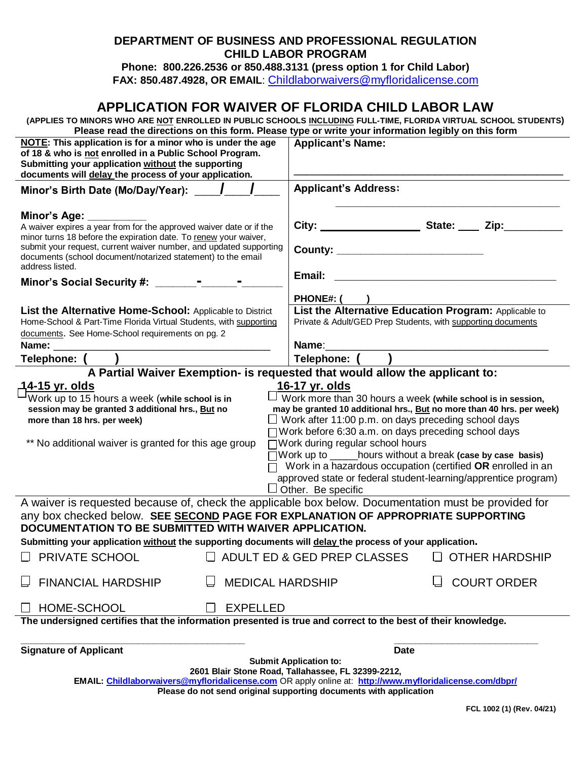# DEPARTMENT OF BUSINESS AND PROFESSIONAL REGULATION
## CHILD LABOR PROGRAM

**Phone: 800.226.2536 or 850.488.3131 (press option 1 for Child Labor)**
**FAX: 850.487.4928, OR EMAIL**: Childlaborwaivers@myfloridalicense.com

# APPLICATION FOR WAIVER OF FLORIDA CHILD LABOR LAW

**(APPLIES TO MINORS WHO ARE NOT ENROLLED IN PUBLIC SCHOOLS INCLUDING FULL-TIME, FLORIDA VIRTUAL SCHOOL STUDENTS)**
**Please read the directions on this form. Please type or write your information legibly on this form**

| | |
|---|---|
| **NOTE: This application is for a minor who is under the age of 18 & who is not enrolled in a Public School Program. Submitting your application without the supporting documents will delay the process of your application.** | **Applicant's Name:** ______________________________ |
| **Minor's Birth Date (Mo/Day/Year):** ____/____/____ | **Applicant's Address:** ______________________________ |
| **Minor's Age:** __________ <br> A waiver expires a year from for the approved waiver date or if the minor turns 18 before the expiration date. To renew your waiver, submit your request, current waiver number, and updated supporting documents (school document/notarized statement) to the email address listed. | **City:** ________________ **State:** ____ **Zip:** _________ <br> **County:** ________________________ |
| **Minor's Social Security #:** _______-______-_______ | **Email:** ______________________________ <br> **PHONE#: (    )** |
| **List the Alternative Home-School:** Applicable to District Home-School & Part-Time Florida Virtual Students, with supporting documents. See Home-School requirements on pg. 2 | **List the Alternative Education Program:** Applicable to Private & Adult/GED Prep Students, with supporting documents |
| **Name:** ______________________________ | **Name:** ______________________________ |
| **Telephone: (    )** | **Telephone: (    )** |

## A Partial Waiver Exemption- is requested that would allow the applicant to:

**14-15 yr. olds**

- ☐ Work up to 15 hours a week (**while school is in session may be granted 3 additional hrs., But no more than 18 hrs. per week)**

** No additional waiver is granted for this age group

**16-17 yr. olds**

- ☐ Work more than 30 hours a week **(while school is in session, may be granted 10 additional hrs., But no more than 40 hrs. per week)**
- ☐ Work after 11:00 p.m. on days preceding school days
- ☐ Work before 6:30 a.m. on days preceding school days
- ☐ Work during regular school hours
- ☐ Work up to _____hours without a break **(case by case basis)**
- ☐ Work in a hazardous occupation (certified **OR** enrolled in an approved state or federal student-learning/apprentice program)
- ☐ Other. Be specific

A waiver is requested because of, check the applicable box below. Documentation must be provided for any box checked below. **SEE SECOND PAGE FOR EXPLANATION OF APPROPRIATE SUPPORTING DOCUMENTATION TO BE SUBMITTED WITH WAIVER APPLICATION.**

**Submitting your application without the supporting documents will delay the process of your application.**

| | | |
|---|---|---|
| ☐ PRIVATE SCHOOL | ☐ ADULT ED & GED PREP CLASSES | ☐ OTHER HARDSHIP |
| ☐ FINANCIAL HARDSHIP | ☐ MEDICAL HARDSHIP | ☐ COURT ORDER |
| ☐ HOME-SCHOOL | ☐ EXPELLED | |

**The undersigned certifies that the information presented is true and correct to the best of their knowledge.**

______________________________ &nbsp;&nbsp;&nbsp;&nbsp; ____________________
**Signature of Applicant** &nbsp;&nbsp;&nbsp;&nbsp; **Date**

**Submit Application to:**
**2601 Blair Stone Road, Tallahassee, FL 32399-2212,**
**EMAIL: Childlaborwaivers@myfloridalicense.com** OR apply online at: **http://www.myfloridalicense.com/dbpr/**
**Please do not send original supporting documents with application**

**FCL 1002 (1) (Rev. 04/21)**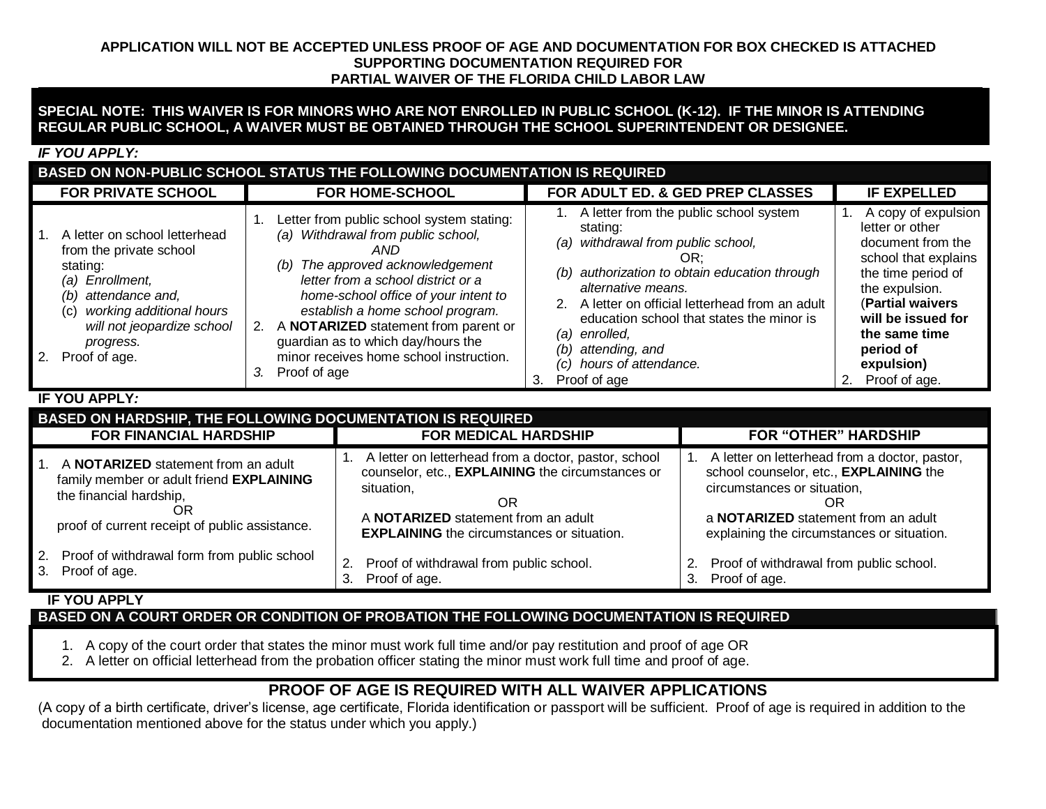**APPLICATION WILL NOT BE ACCEPTED UNLESS PROOF OF AGE AND DOCUMENTATION FOR BOX CHECKED IS ATTACHED**
**SUPPORTING DOCUMENTATION REQUIRED FOR**
**PARTIAL WAIVER OF THE FLORIDA CHILD LABOR LAW**

**SPECIAL NOTE: THIS WAIVER IS FOR MINORS WHO ARE NOT ENROLLED IN PUBLIC SCHOOL (K-12). IF THE MINOR IS ATTENDING REGULAR PUBLIC SCHOOL, A WAIVER MUST BE OBTAINED THROUGH THE SCHOOL SUPERINTENDENT OR DESIGNEE.**

***IF YOU APPLY:***

**BASED ON NON-PUBLIC SCHOOL STATUS THE FOLLOWING DOCUMENTATION IS REQUIRED**

| FOR PRIVATE SCHOOL | FOR HOME-SCHOOL | FOR ADULT ED. & GED PREP CLASSES | IF EXPELLED |
|---|---|---|---|
| 1. A letter on school letterhead from the private school stating: *(a) Enrollment,* *(b) attendance and,* (c) *working additional hours will not jeopardize school progress.*<br>2. Proof of age. | 1. Letter from public school system stating: *(a) Withdrawal from public school,* *AND* *(b) The approved acknowledgement letter from a school district or a home-school office of your intent to establish a home school program.*<br>2. A **NOTARIZED** statement from parent or guardian as to which day/hours the minor receives home school instruction.<br>*3.* Proof of age | 1. A letter from the public school system stating: *(a) withdrawal from public school,* OR; *(b) authorization to obtain education through alternative means.*<br>2. A letter on official letterhead from an adult education school that states the minor is *(a) enrolled,* *(b) attending, and* *(c) hours of attendance.*<br>3. Proof of age | 1. A copy of expulsion letter or other document from the school that explains the time period of the expulsion. (**Partial waivers will be issued for the same time period of expulsion)**<br>2. Proof of age. |

**IF YOU APPLY*:***

**BASED ON HARDSHIP, THE FOLLOWING DOCUMENTATION IS REQUIRED**

| FOR FINANCIAL HARDSHIP | FOR MEDICAL HARDSHIP | FOR "OTHER" HARDSHIP |
|---|---|---|
| 1. A **NOTARIZED** statement from an adult family member or adult friend **EXPLAINING** the financial hardship, OR proof of current receipt of public assistance.<br>2. Proof of withdrawal form from public school<br>3. Proof of age. | 1. A letter on letterhead from a doctor, pastor, school counselor, etc., **EXPLAINING** the circumstances or situation, OR A **NOTARIZED** statement from an adult **EXPLAINING** the circumstances or situation.<br>2. Proof of withdrawal from public school.<br>3. Proof of age. | 1. A letter on letterhead from a doctor, pastor, school counselor, etc., **EXPLAINING** the circumstances or situation, OR a **NOTARIZED** statement from an adult explaining the circumstances or situation.<br>2. Proof of withdrawal from public school.<br>3. Proof of age. |

**IF YOU APPLY**

**BASED ON A COURT ORDER OR CONDITION OF PROBATION THE FOLLOWING DOCUMENTATION IS REQUIRED**

1. A copy of the court order that states the minor must work full time and/or pay restitution and proof of age OR
2. A letter on official letterhead from the probation officer stating the minor must work full time and proof of age.

## PROOF OF AGE IS REQUIRED WITH ALL WAIVER APPLICATIONS

(A copy of a birth certificate, driver's license, age certificate, Florida identification or passport will be sufficient. Proof of age is required in addition to the documentation mentioned above for the status under which you apply.)